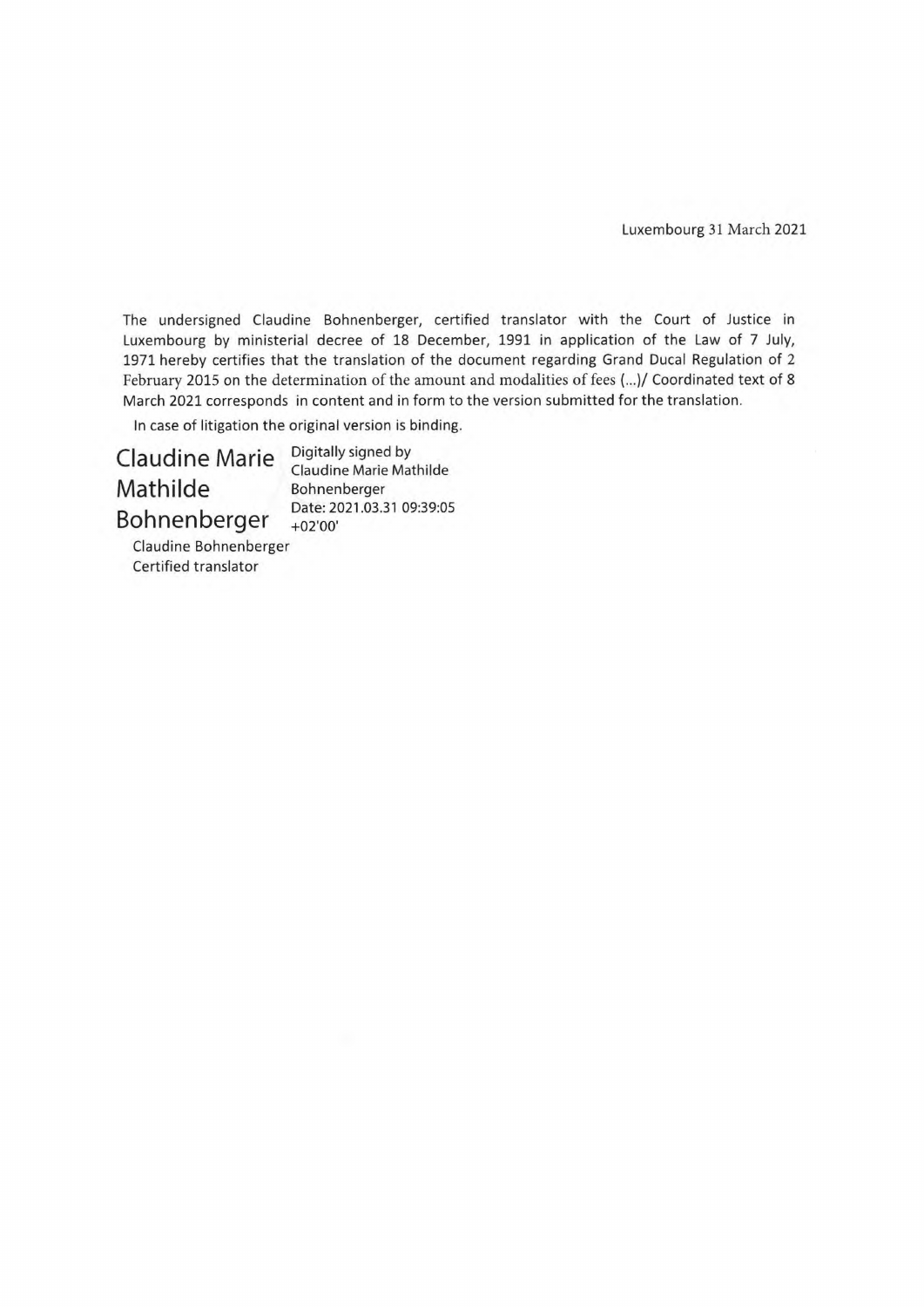Luxembourg 31 March 2021

The undersigned Claudine Bohnenberger, certified translator with the Court of Justice in Luxembourg by ministerial decree of 18 December, 1991 in application of the Law of 7 July, 1971 hereby certifies that the translation of the document regarding Grand Ducal Regulation of 2 February 2015 on the determination of the amount and modalities of fees (...)/ Coordinated text of 8 March 2021 corresponds in content and in form to the version submitted for the translation.

In case of litigation the original version is binding.

Claudine Marie Mathilde Bohnenberger

Digitally signed by Claudine Marie Mathilde Bohnenberger
Date: 2021.03.31 09:39:05 +02'00'

Claudine Bohnenberger
Certified translator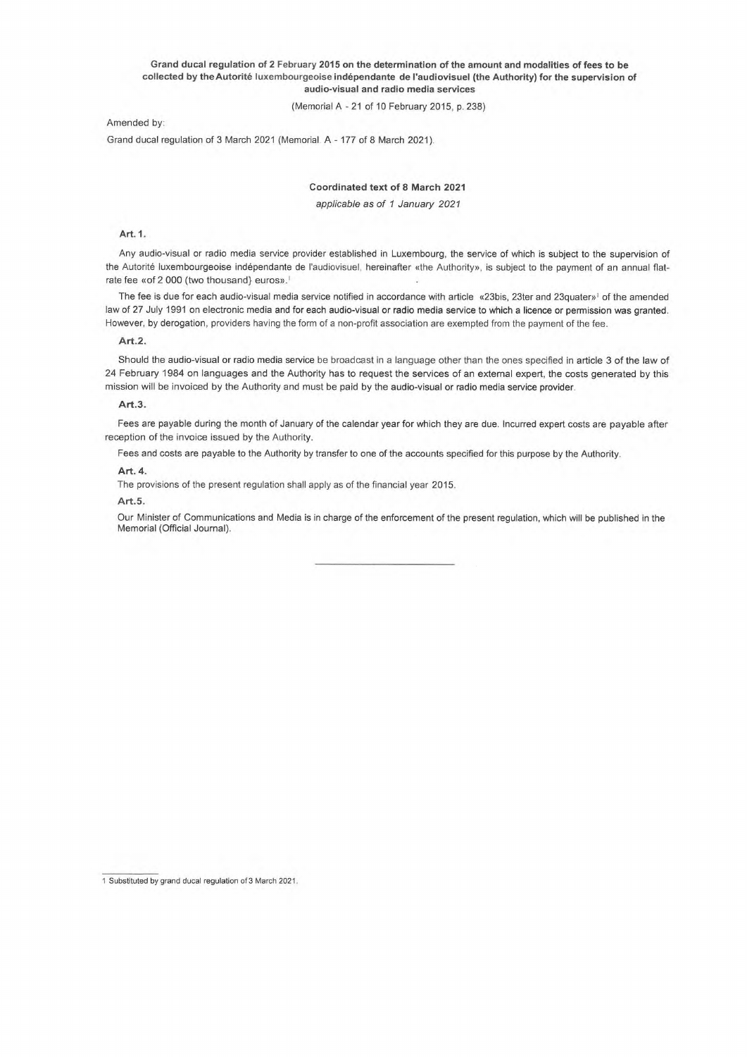**Grand ducal regulation of 2 February 2015 on the determination of the amount and modalities of fees to be collected by the Autorité luxembourgeoise indépendante de l'audiovisuel (the Authority) for the supervision of audio-visual and radio media services**

(Memorial A - 21 of 10 February 2015, p. 238)

Amended by:

Grand ducal regulation of 3 March 2021 (Memorial A - 177 of 8 March 2021).

**Coordinated text of 8 March 2021**

*applicable as of 1 January 2021*

**Art. 1.**

Any audio-visual or radio media service provider established in Luxembourg, the service of which is subject to the supervision of the Autorité luxembourgeoise indépendante de l'audiovisuel, hereinafter «the Authority», is subject to the payment of an annual flat-rate fee «of 2 000 (two thousand) euros».[1]

The fee is due for each audio-visual media service notified in accordance with article «23bis, 23ter and 23quater»[1] of the amended law of 27 July 1991 on electronic media and for each audio-visual or radio media service to which a licence or permission was granted. However, by derogation, providers having the form of a non-profit association are exempted from the payment of the fee.

**Art.2.**

Should the audio-visual or radio media service be broadcast in a language other than the ones specified in article 3 of the law of 24 February 1984 on languages and the Authority has to request the services of an external expert, the costs generated by this mission will be invoiced by the Authority and must be paid by the audio-visual or radio media service provider.

**Art.3.**

Fees are payable during the month of January of the calendar year for which they are due. Incurred expert costs are payable after reception of the invoice issued by the Authority.

Fees and costs are payable to the Authority by transfer to one of the accounts specified for this purpose by the Authority.

**Art. 4.**

The provisions of the present regulation shall apply as of the financial year 2015.

**Art.5.**

Our Minister of Communications and Media is in charge of the enforcement of the present regulation, which will be published in the Memorial (Official Journal).

---

[1] Substituted by grand ducal regulation of 3 March 2021.